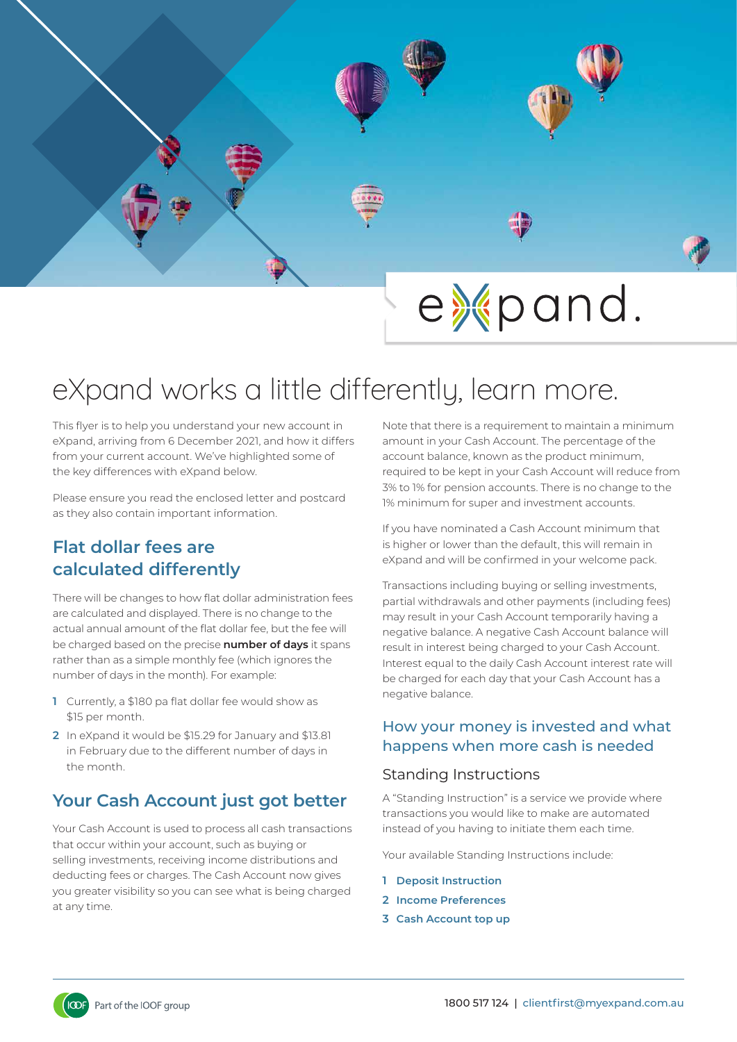eXpand.

# eXpand works a little differently, learn more.

This flyer is to help you understand your new account in eXpand, arriving from 6 December 2021, and how it differs from your current account. We've highlighted some of the key differences with eXpand below.

Please ensure you read the enclosed letter and postcard as they also contain important information.

## Flat dollar fees are calculated differently

There will be changes to how flat dollar administration fees are calculated and displayed. There is no change to the actual annual amount of the flat dollar fee, but the fee will be charged based on the precise **number of days** it spans rather than as a simple monthly fee (which ignores the number of days in the month). For example:

1. Currently, a $180 pa flat dollar fee would show as $15 per month.
2. In eXpand it would be $15.29 for January and $13.81 in February due to the different number of days in the month.

## Your Cash Account just got better

Your Cash Account is used to process all cash transactions that occur within your account, such as buying or selling investments, receiving income distributions and deducting fees or charges. The Cash Account now gives you greater visibility so you can see what is being charged at any time.

Note that there is a requirement to maintain a minimum amount in your Cash Account. The percentage of the account balance, known as the product minimum, required to be kept in your Cash Account will reduce from 3% to 1% for pension accounts. There is no change to the 1% minimum for super and investment accounts.

If you have nominated a Cash Account minimum that is higher or lower than the default, this will remain in eXpand and will be confirmed in your welcome pack.

Transactions including buying or selling investments, partial withdrawals and other payments (including fees) may result in your Cash Account temporarily having a negative balance. A negative Cash Account balance will result in interest being charged to your Cash Account. Interest equal to the daily Cash Account interest rate will be charged for each day that your Cash Account has a negative balance.

## How your money is invested and what happens when more cash is needed

### Standing Instructions

A "Standing Instruction" is a service we provide where transactions you would like to make are automated instead of you having to initiate them each time.

Your available Standing Instructions include:

1. **Deposit Instruction**
2. **Income Preferences**
3. **Cash Account top up**

Part of the IOOF group

1800 517 124 | clientfirst@myexpand.com.au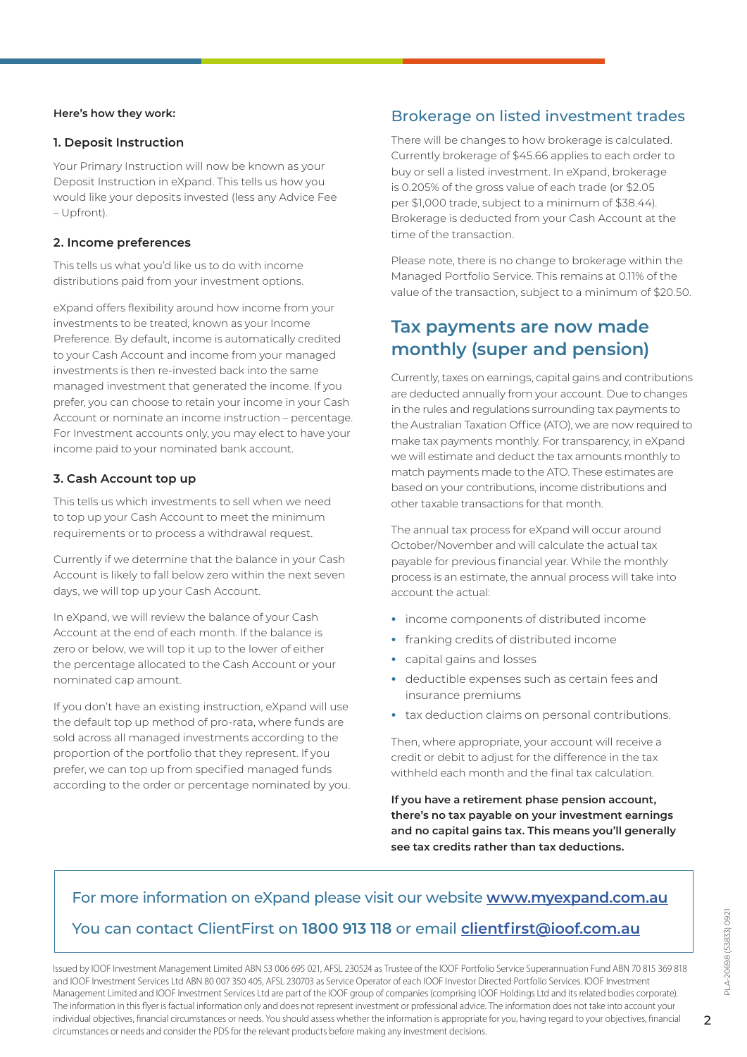**Here's how they work:**

### 1. Deposit Instruction

Your Primary Instruction will now be known as your Deposit Instruction in eXpand. This tells us how you would like your deposits invested (less any Advice Fee – Upfront).

### 2. Income preferences

This tells us what you'd like us to do with income distributions paid from your investment options.

eXpand offers flexibility around how income from your investments to be treated, known as your Income Preference. By default, income is automatically credited to your Cash Account and income from your managed investments is then re-invested back into the same managed investment that generated the income. If you prefer, you can choose to retain your income in your Cash Account or nominate an income instruction – percentage. For Investment accounts only, you may elect to have your income paid to your nominated bank account.

### 3. Cash Account top up

This tells us which investments to sell when we need to top up your Cash Account to meet the minimum requirements or to process a withdrawal request.

Currently if we determine that the balance in your Cash Account is likely to fall below zero within the next seven days, we will top up your Cash Account.

In eXpand, we will review the balance of your Cash Account at the end of each month. If the balance is zero or below, we will top it up to the lower of either the percentage allocated to the Cash Account or your nominated cap amount.

If you don't have an existing instruction, eXpand will use the default top up method of pro-rata, where funds are sold across all managed investments according to the proportion of the portfolio that they represent. If you prefer, we can top up from specified managed funds according to the order or percentage nominated by you.

## Brokerage on listed investment trades

There will be changes to how brokerage is calculated. Currently brokerage of $45.66 applies to each order to buy or sell a listed investment. In eXpand, brokerage is 0.205% of the gross value of each trade (or $2.05 per $1,000 trade, subject to a minimum of $38.44). Brokerage is deducted from your Cash Account at the time of the transaction.

Please note, there is no change to brokerage within the Managed Portfolio Service. This remains at 0.11% of the value of the transaction, subject to a minimum of $20.50.

## Tax payments are now made monthly (super and pension)

Currently, taxes on earnings, capital gains and contributions are deducted annually from your account. Due to changes in the rules and regulations surrounding tax payments to the Australian Taxation Office (ATO), we are now required to make tax payments monthly. For transparency, in eXpand we will estimate and deduct the tax amounts monthly to match payments made to the ATO. These estimates are based on your contributions, income distributions and other taxable transactions for that month.

The annual tax process for eXpand will occur around October/November and will calculate the actual tax payable for previous financial year. While the monthly process is an estimate, the annual process will take into account the actual:

- income components of distributed income
- franking credits of distributed income
- capital gains and losses
- deductible expenses such as certain fees and insurance premiums
- tax deduction claims on personal contributions.

Then, where appropriate, your account will receive a credit or debit to adjust for the difference in the tax withheld each month and the final tax calculation.

**If you have a retirement phase pension account, there's no tax payable on your investment earnings and no capital gains tax. This means you'll generally see tax credits rather than tax deductions.**

For more information on eXpand please visit our website **www.myexpand.com.au**

You can contact ClientFirst on **1800 913 118** or email **clientfirst@ioof.com.au**

Issued by IOOF Investment Management Limited ABN 53 006 695 021, AFSL 230524 as Trustee of the IOOF Portfolio Service Superannuation Fund ABN 70 815 369 818 and IOOF Investment Services Ltd ABN 80 007 350 405, AFSL 230703 as Service Operator of each IOOF Investor Directed Portfolio Services. IOOF Investment Management Limited and IOOF Investment Services Ltd are part of the IOOF group of companies (comprising IOOF Holdings Ltd and its related bodies corporate). The information in this flyer is factual information only and does not represent investment or professional advice. The information does not take into account your individual objectives, financial circumstances or needs. You should assess whether the information is appropriate for you, having regard to your objectives, financial circumstances or needs and consider the PDS for the relevant products before making any investment decisions.

PLA-20698 (53833) 0921